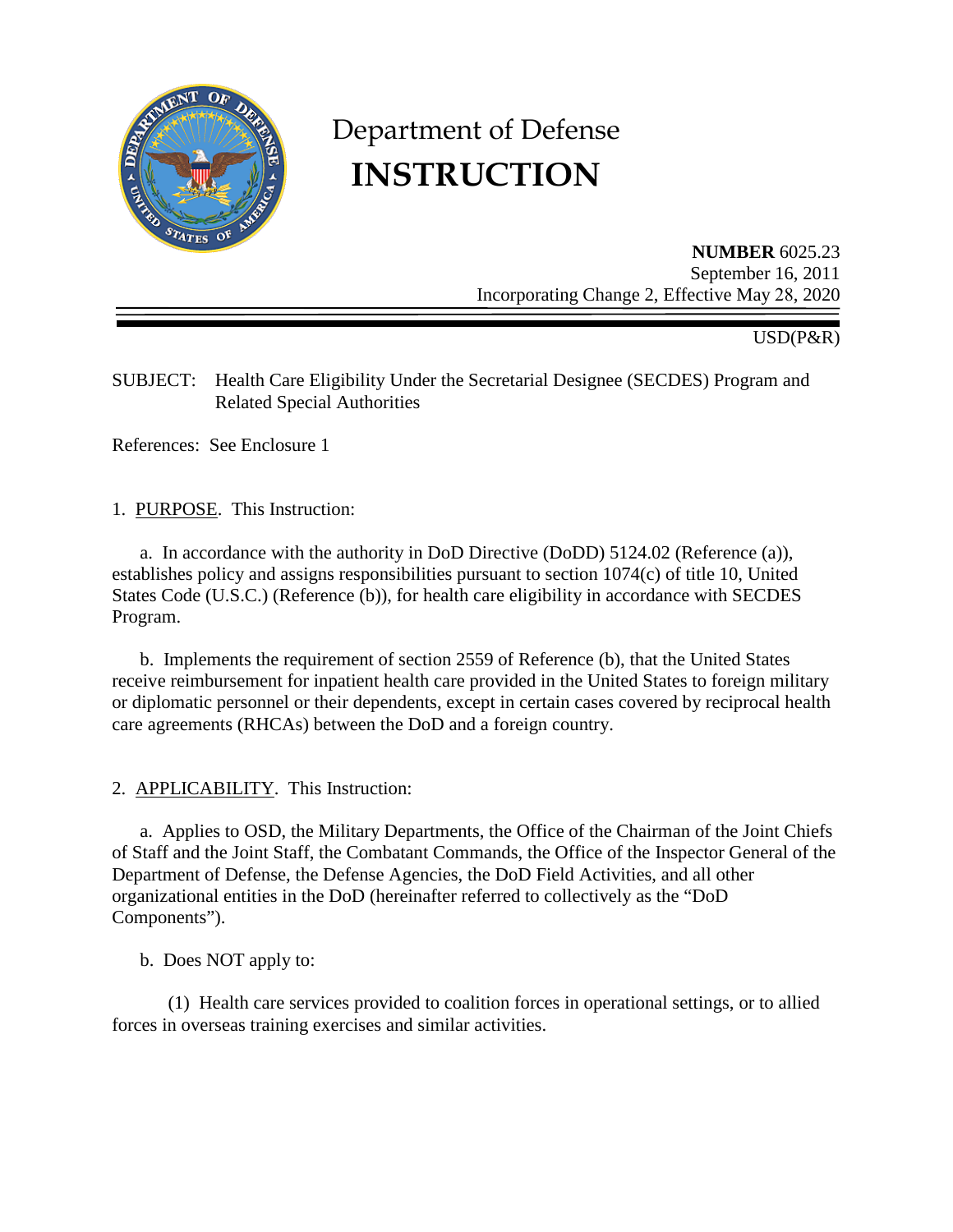# Department of Defense
# INSTRUCTION

**NUMBER** 6025.23
September 16, 2011
Incorporating Change 2, Effective May 28, 2020

USD(P&R)

SUBJECT: Health Care Eligibility Under the Secretarial Designee (SECDES) Program and Related Special Authorities

References: See Enclosure 1

1. PURPOSE. This Instruction:

a. In accordance with the authority in DoD Directive (DoDD) 5124.02 (Reference (a)), establishes policy and assigns responsibilities pursuant to section 1074(c) of title 10, United States Code (U.S.C.) (Reference (b)), for health care eligibility in accordance with SECDES Program.

b. Implements the requirement of section 2559 of Reference (b), that the United States receive reimbursement for inpatient health care provided in the United States to foreign military or diplomatic personnel or their dependents, except in certain cases covered by reciprocal health care agreements (RHCAs) between the DoD and a foreign country.

2. APPLICABILITY. This Instruction:

a. Applies to OSD, the Military Departments, the Office of the Chairman of the Joint Chiefs of Staff and the Joint Staff, the Combatant Commands, the Office of the Inspector General of the Department of Defense, the Defense Agencies, the DoD Field Activities, and all other organizational entities in the DoD (hereinafter referred to collectively as the "DoD Components").

b. Does NOT apply to:

(1) Health care services provided to coalition forces in operational settings, or to allied forces in overseas training exercises and similar activities.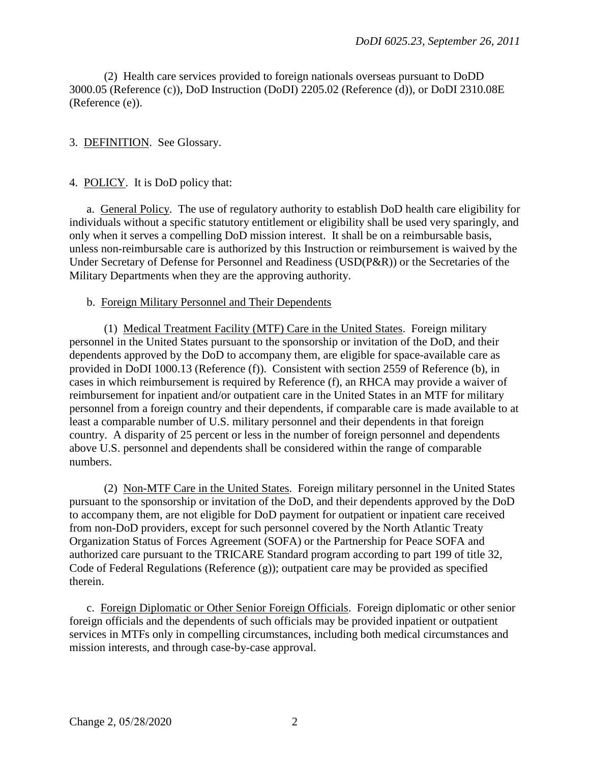(2) Health care services provided to foreign nationals overseas pursuant to DoDD 3000.05 (Reference (c)), DoD Instruction (DoDI) 2205.02 (Reference (d)), or DoDI 2310.08E (Reference (e)).

3. DEFINITION. See Glossary.

4. POLICY. It is DoD policy that:

a. General Policy. The use of regulatory authority to establish DoD health care eligibility for individuals without a specific statutory entitlement or eligibility shall be used very sparingly, and only when it serves a compelling DoD mission interest. It shall be on a reimbursable basis, unless non-reimbursable care is authorized by this Instruction or reimbursement is waived by the Under Secretary of Defense for Personnel and Readiness (USD(P&R)) or the Secretaries of the Military Departments when they are the approving authority.

b. Foreign Military Personnel and Their Dependents

(1) Medical Treatment Facility (MTF) Care in the United States. Foreign military personnel in the United States pursuant to the sponsorship or invitation of the DoD, and their dependents approved by the DoD to accompany them, are eligible for space-available care as provided in DoDI 1000.13 (Reference (f)). Consistent with section 2559 of Reference (b), in cases in which reimbursement is required by Reference (f), an RHCA may provide a waiver of reimbursement for inpatient and/or outpatient care in the United States in an MTF for military personnel from a foreign country and their dependents, if comparable care is made available to at least a comparable number of U.S. military personnel and their dependents in that foreign country. A disparity of 25 percent or less in the number of foreign personnel and dependents above U.S. personnel and dependents shall be considered within the range of comparable numbers.

(2) Non-MTF Care in the United States. Foreign military personnel in the United States pursuant to the sponsorship or invitation of the DoD, and their dependents approved by the DoD to accompany them, are not eligible for DoD payment for outpatient or inpatient care received from non-DoD providers, except for such personnel covered by the North Atlantic Treaty Organization Status of Forces Agreement (SOFA) or the Partnership for Peace SOFA and authorized care pursuant to the TRICARE Standard program according to part 199 of title 32, Code of Federal Regulations (Reference (g)); outpatient care may be provided as specified therein.

c. Foreign Diplomatic or Other Senior Foreign Officials. Foreign diplomatic or other senior foreign officials and the dependents of such officials may be provided inpatient or outpatient services in MTFs only in compelling circumstances, including both medical circumstances and mission interests, and through case-by-case approval.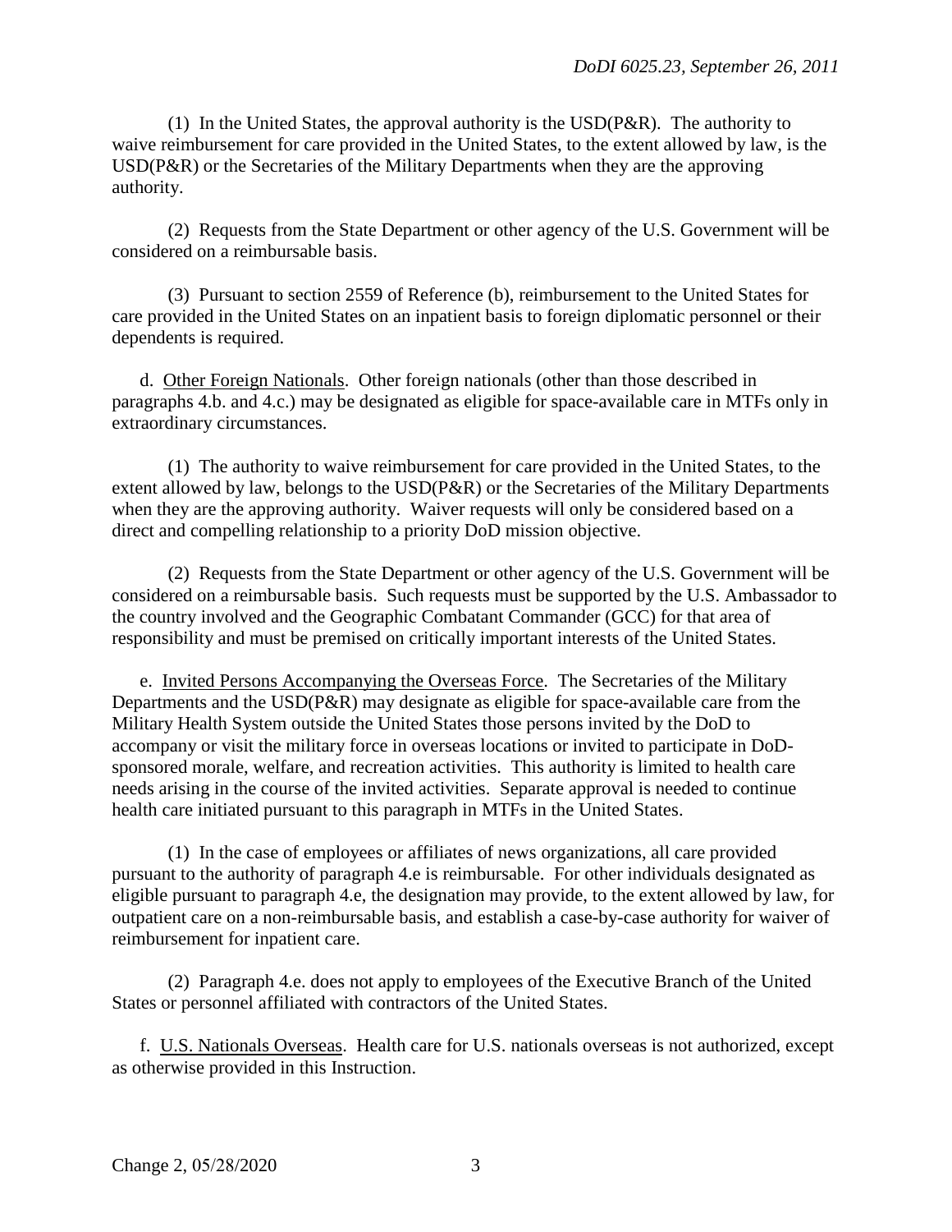(1) In the United States, the approval authority is the USD(P&R). The authority to waive reimbursement for care provided in the United States, to the extent allowed by law, is the USD(P&R) or the Secretaries of the Military Departments when they are the approving authority.

(2) Requests from the State Department or other agency of the U.S. Government will be considered on a reimbursable basis.

(3) Pursuant to section 2559 of Reference (b), reimbursement to the United States for care provided in the United States on an inpatient basis to foreign diplomatic personnel or their dependents is required.

d. Other Foreign Nationals. Other foreign nationals (other than those described in paragraphs 4.b. and 4.c.) may be designated as eligible for space-available care in MTFs only in extraordinary circumstances.

(1) The authority to waive reimbursement for care provided in the United States, to the extent allowed by law, belongs to the USD(P&R) or the Secretaries of the Military Departments when they are the approving authority. Waiver requests will only be considered based on a direct and compelling relationship to a priority DoD mission objective.

(2) Requests from the State Department or other agency of the U.S. Government will be considered on a reimbursable basis. Such requests must be supported by the U.S. Ambassador to the country involved and the Geographic Combatant Commander (GCC) for that area of responsibility and must be premised on critically important interests of the United States.

e. Invited Persons Accompanying the Overseas Force. The Secretaries of the Military Departments and the USD(P&R) may designate as eligible for space-available care from the Military Health System outside the United States those persons invited by the DoD to accompany or visit the military force in overseas locations or invited to participate in DoD-sponsored morale, welfare, and recreation activities. This authority is limited to health care needs arising in the course of the invited activities. Separate approval is needed to continue health care initiated pursuant to this paragraph in MTFs in the United States.

(1) In the case of employees or affiliates of news organizations, all care provided pursuant to the authority of paragraph 4.e is reimbursable. For other individuals designated as eligible pursuant to paragraph 4.e, the designation may provide, to the extent allowed by law, for outpatient care on a non-reimbursable basis, and establish a case-by-case authority for waiver of reimbursement for inpatient care.

(2) Paragraph 4.e. does not apply to employees of the Executive Branch of the United States or personnel affiliated with contractors of the United States.

f. U.S. Nationals Overseas. Health care for U.S. nationals overseas is not authorized, except as otherwise provided in this Instruction.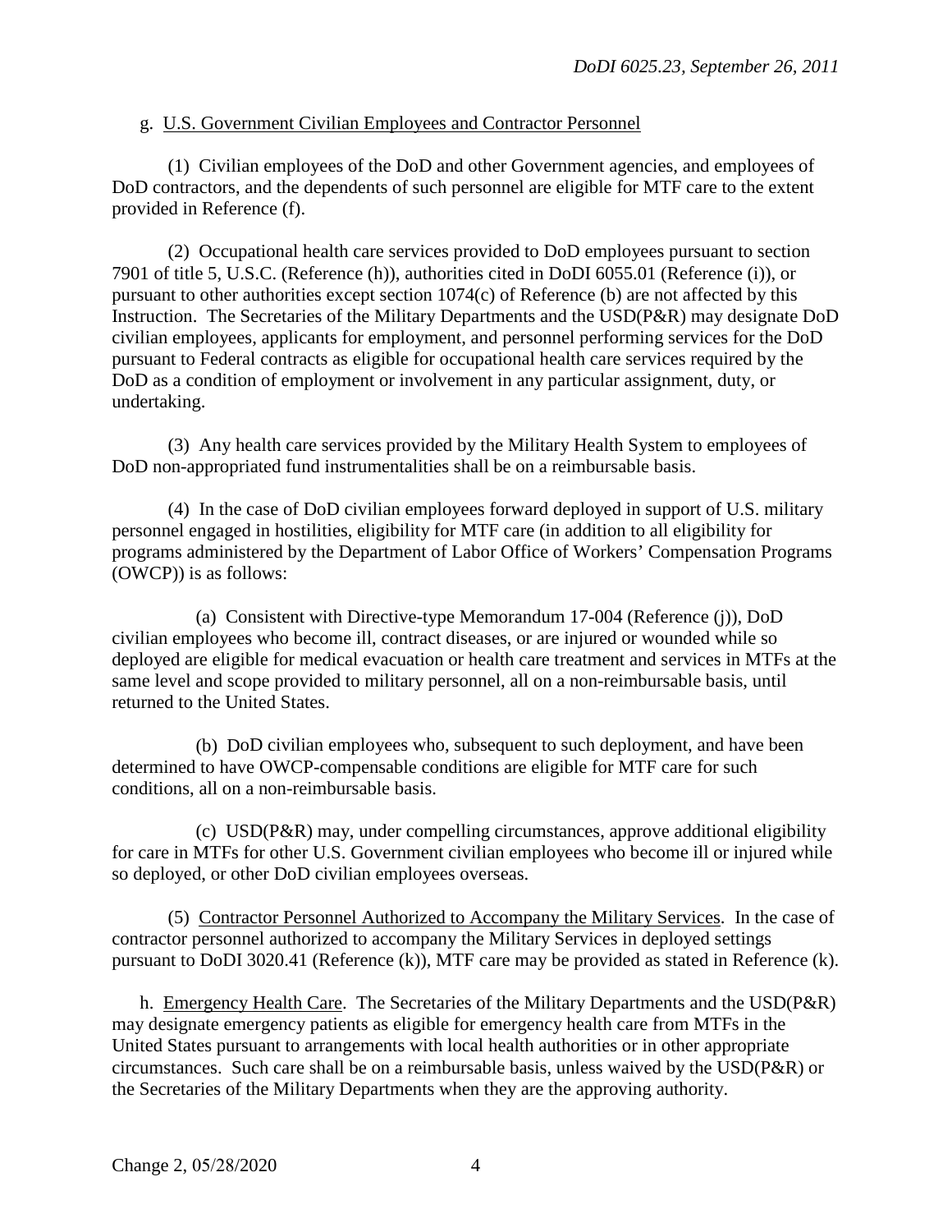g. U.S. Government Civilian Employees and Contractor Personnel

(1) Civilian employees of the DoD and other Government agencies, and employees of DoD contractors, and the dependents of such personnel are eligible for MTF care to the extent provided in Reference (f).

(2) Occupational health care services provided to DoD employees pursuant to section 7901 of title 5, U.S.C. (Reference (h)), authorities cited in DoDI 6055.01 (Reference (i)), or pursuant to other authorities except section 1074(c) of Reference (b) are not affected by this Instruction. The Secretaries of the Military Departments and the USD(P&R) may designate DoD civilian employees, applicants for employment, and personnel performing services for the DoD pursuant to Federal contracts as eligible for occupational health care services required by the DoD as a condition of employment or involvement in any particular assignment, duty, or undertaking.

(3) Any health care services provided by the Military Health System to employees of DoD non-appropriated fund instrumentalities shall be on a reimbursable basis.

(4) In the case of DoD civilian employees forward deployed in support of U.S. military personnel engaged in hostilities, eligibility for MTF care (in addition to all eligibility for programs administered by the Department of Labor Office of Workers' Compensation Programs (OWCP)) is as follows:

(a) Consistent with Directive-type Memorandum 17-004 (Reference (j)), DoD civilian employees who become ill, contract diseases, or are injured or wounded while so deployed are eligible for medical evacuation or health care treatment and services in MTFs at the same level and scope provided to military personnel, all on a non-reimbursable basis, until returned to the United States.

(b) DoD civilian employees who, subsequent to such deployment, and have been determined to have OWCP-compensable conditions are eligible for MTF care for such conditions, all on a non-reimbursable basis.

(c) USD(P&R) may, under compelling circumstances, approve additional eligibility for care in MTFs for other U.S. Government civilian employees who become ill or injured while so deployed, or other DoD civilian employees overseas.

(5) Contractor Personnel Authorized to Accompany the Military Services. In the case of contractor personnel authorized to accompany the Military Services in deployed settings pursuant to DoDI 3020.41 (Reference (k)), MTF care may be provided as stated in Reference (k).

h. Emergency Health Care. The Secretaries of the Military Departments and the USD(P&R) may designate emergency patients as eligible for emergency health care from MTFs in the United States pursuant to arrangements with local health authorities or in other appropriate circumstances. Such care shall be on a reimbursable basis, unless waived by the USD(P&R) or the Secretaries of the Military Departments when they are the approving authority.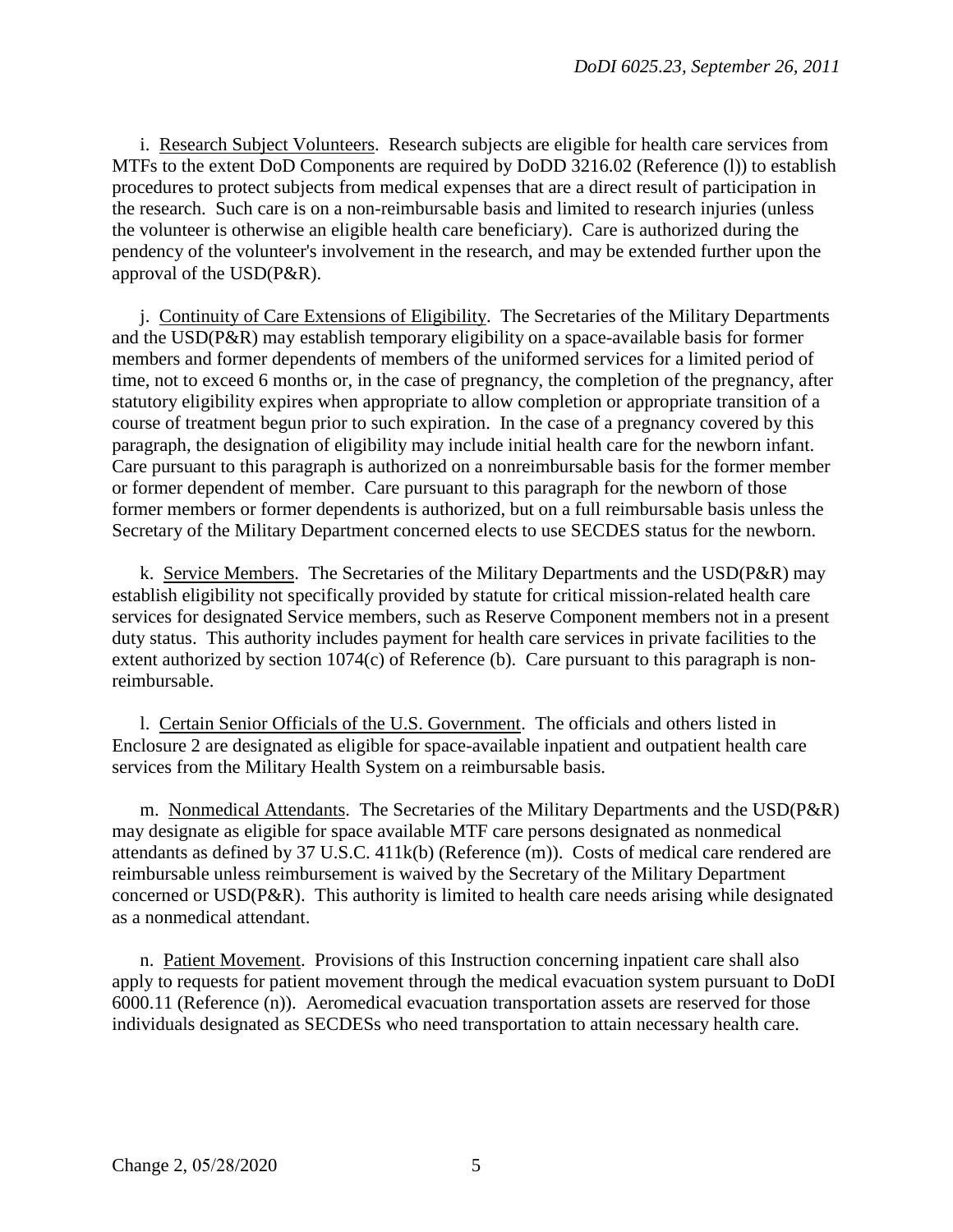i. Research Subject Volunteers. Research subjects are eligible for health care services from MTFs to the extent DoD Components are required by DoDD 3216.02 (Reference (l)) to establish procedures to protect subjects from medical expenses that are a direct result of participation in the research. Such care is on a non-reimbursable basis and limited to research injuries (unless the volunteer is otherwise an eligible health care beneficiary). Care is authorized during the pendency of the volunteer's involvement in the research, and may be extended further upon the approval of the USD(P&R).

j. Continuity of Care Extensions of Eligibility. The Secretaries of the Military Departments and the USD(P&R) may establish temporary eligibility on a space-available basis for former members and former dependents of members of the uniformed services for a limited period of time, not to exceed 6 months or, in the case of pregnancy, the completion of the pregnancy, after statutory eligibility expires when appropriate to allow completion or appropriate transition of a course of treatment begun prior to such expiration. In the case of a pregnancy covered by this paragraph, the designation of eligibility may include initial health care for the newborn infant. Care pursuant to this paragraph is authorized on a nonreimbursable basis for the former member or former dependent of member. Care pursuant to this paragraph for the newborn of those former members or former dependents is authorized, but on a full reimbursable basis unless the Secretary of the Military Department concerned elects to use SECDES status for the newborn.

k. Service Members. The Secretaries of the Military Departments and the USD(P&R) may establish eligibility not specifically provided by statute for critical mission-related health care services for designated Service members, such as Reserve Component members not in a present duty status. This authority includes payment for health care services in private facilities to the extent authorized by section 1074(c) of Reference (b). Care pursuant to this paragraph is non-reimbursable.

l. Certain Senior Officials of the U.S. Government. The officials and others listed in Enclosure 2 are designated as eligible for space-available inpatient and outpatient health care services from the Military Health System on a reimbursable basis.

m. Nonmedical Attendants. The Secretaries of the Military Departments and the USD(P&R) may designate as eligible for space available MTF care persons designated as nonmedical attendants as defined by 37 U.S.C. 411k(b) (Reference (m)). Costs of medical care rendered are reimbursable unless reimbursement is waived by the Secretary of the Military Department concerned or USD(P&R). This authority is limited to health care needs arising while designated as a nonmedical attendant.

n. Patient Movement. Provisions of this Instruction concerning inpatient care shall also apply to requests for patient movement through the medical evacuation system pursuant to DoDI 6000.11 (Reference (n)). Aeromedical evacuation transportation assets are reserved for those individuals designated as SECDESs who need transportation to attain necessary health care.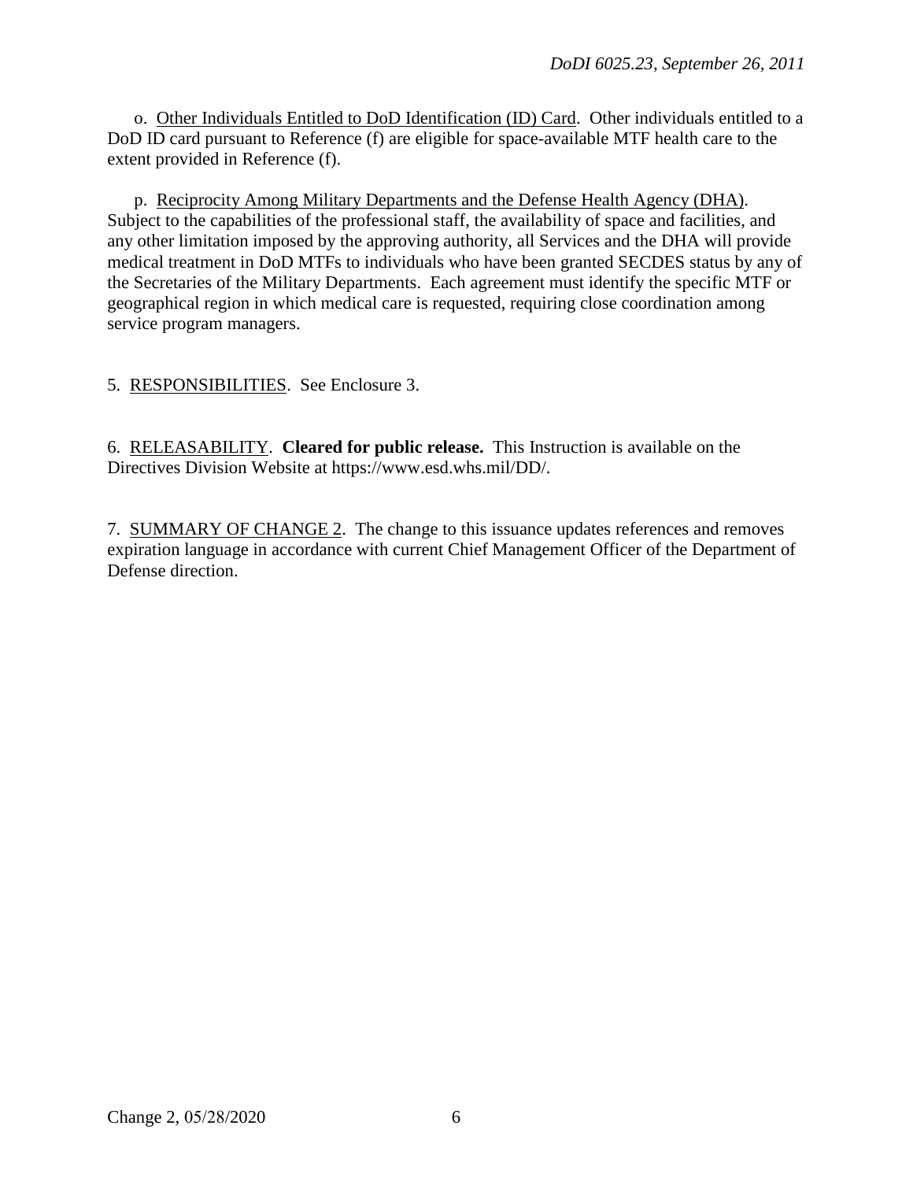o. Other Individuals Entitled to DoD Identification (ID) Card. Other individuals entitled to a DoD ID card pursuant to Reference (f) are eligible for space-available MTF health care to the extent provided in Reference (f).

p. Reciprocity Among Military Departments and the Defense Health Agency (DHA). Subject to the capabilities of the professional staff, the availability of space and facilities, and any other limitation imposed by the approving authority, all Services and the DHA will provide medical treatment in DoD MTFs to individuals who have been granted SECDES status by any of the Secretaries of the Military Departments. Each agreement must identify the specific MTF or geographical region in which medical care is requested, requiring close coordination among service program managers.

5. RESPONSIBILITIES. See Enclosure 3.

6. RELEASABILITY. **Cleared for public release.** This Instruction is available on the Directives Division Website at https://www.esd.whs.mil/DD/.

7. SUMMARY OF CHANGE 2. The change to this issuance updates references and removes expiration language in accordance with current Chief Management Officer of the Department of Defense direction.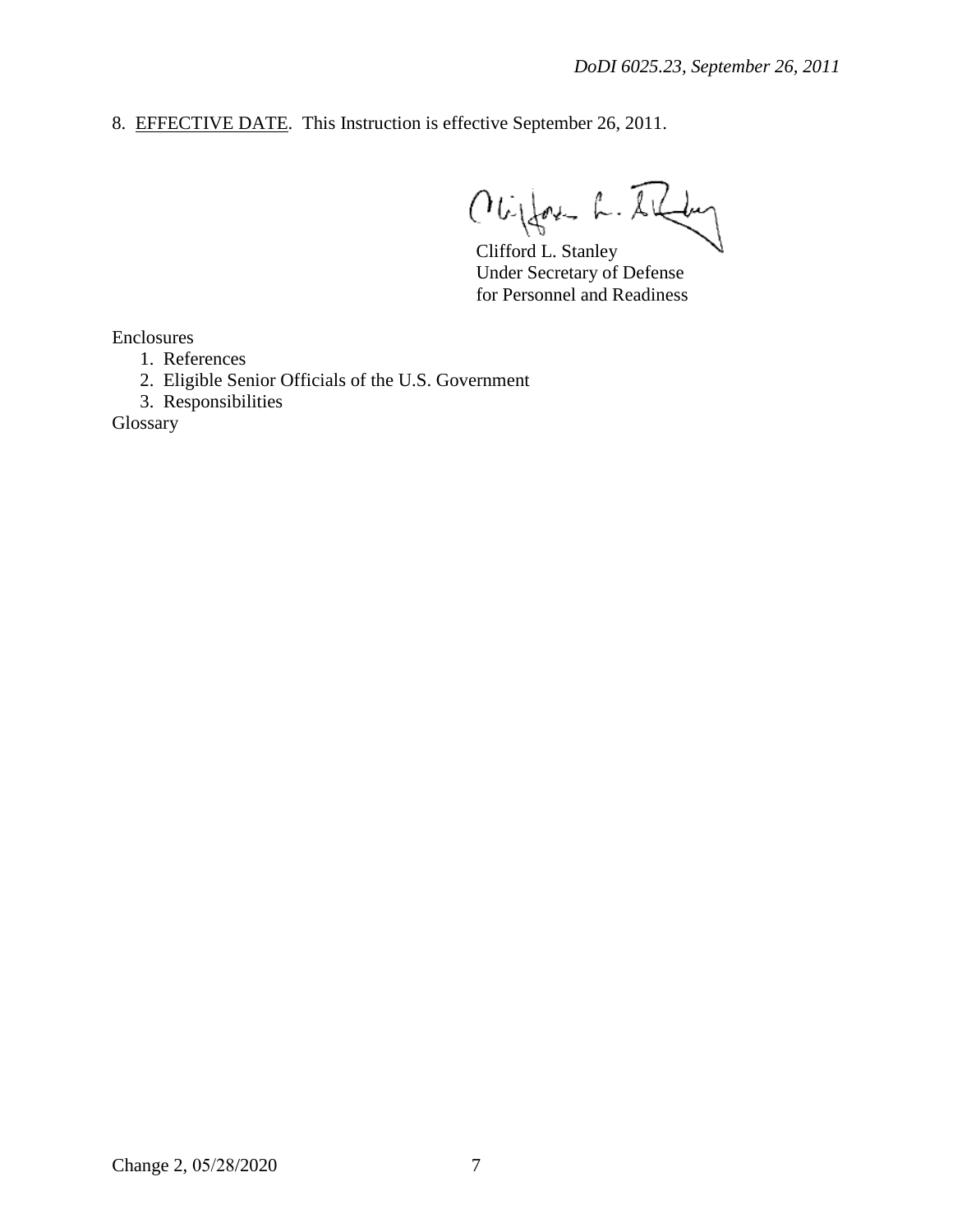8. EFFECTIVE DATE. This Instruction is effective September 26, 2011.

Clifford L. Stanley
Under Secretary of Defense
for Personnel and Readiness

Enclosures

1. References
2. Eligible Senior Officials of the U.S. Government
3. Responsibilities

Glossary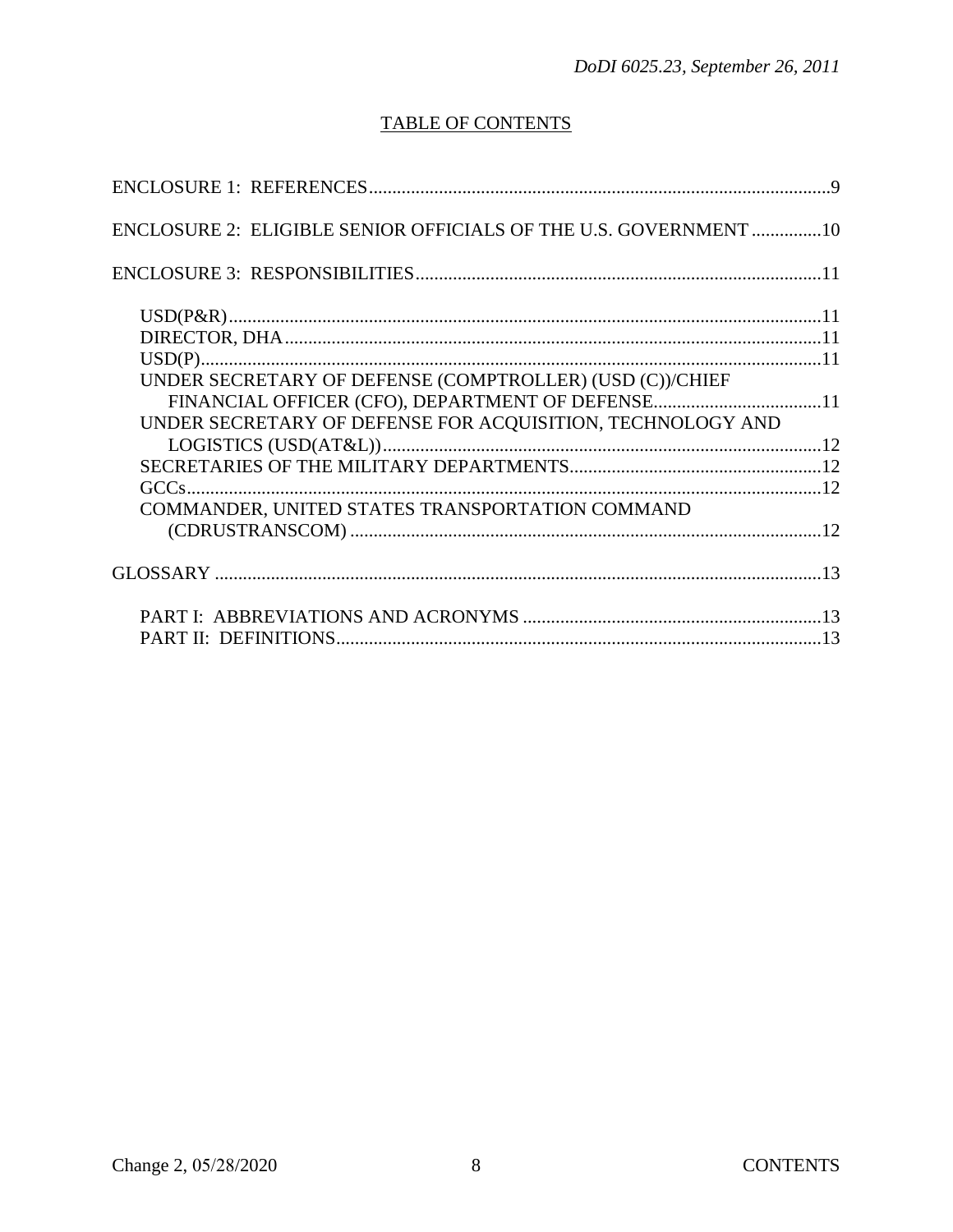## TABLE OF CONTENTS

ENCLOSURE 1: REFERENCES....9

ENCLOSURE 2: ELIGIBLE SENIOR OFFICIALS OF THE U.S. GOVERNMENT....10

ENCLOSURE 3: RESPONSIBILITIES....11

- USD(P&R)....11
- DIRECTOR, DHA....11
- USD(P)....11
- UNDER SECRETARY OF DEFENSE (COMPTROLLER) (USD (C))/CHIEF FINANCIAL OFFICER (CFO), DEPARTMENT OF DEFENSE....11
- UNDER SECRETARY OF DEFENSE FOR ACQUISITION, TECHNOLOGY AND LOGISTICS (USD(AT&L))....12
- SECRETARIES OF THE MILITARY DEPARTMENTS....12
- GCCs....12
- COMMANDER, UNITED STATES TRANSPORTATION COMMAND (CDRUSTRANSCOM)....12

GLOSSARY....13

- PART I: ABBREVIATIONS AND ACRONYMS....13
- PART II: DEFINITIONS....13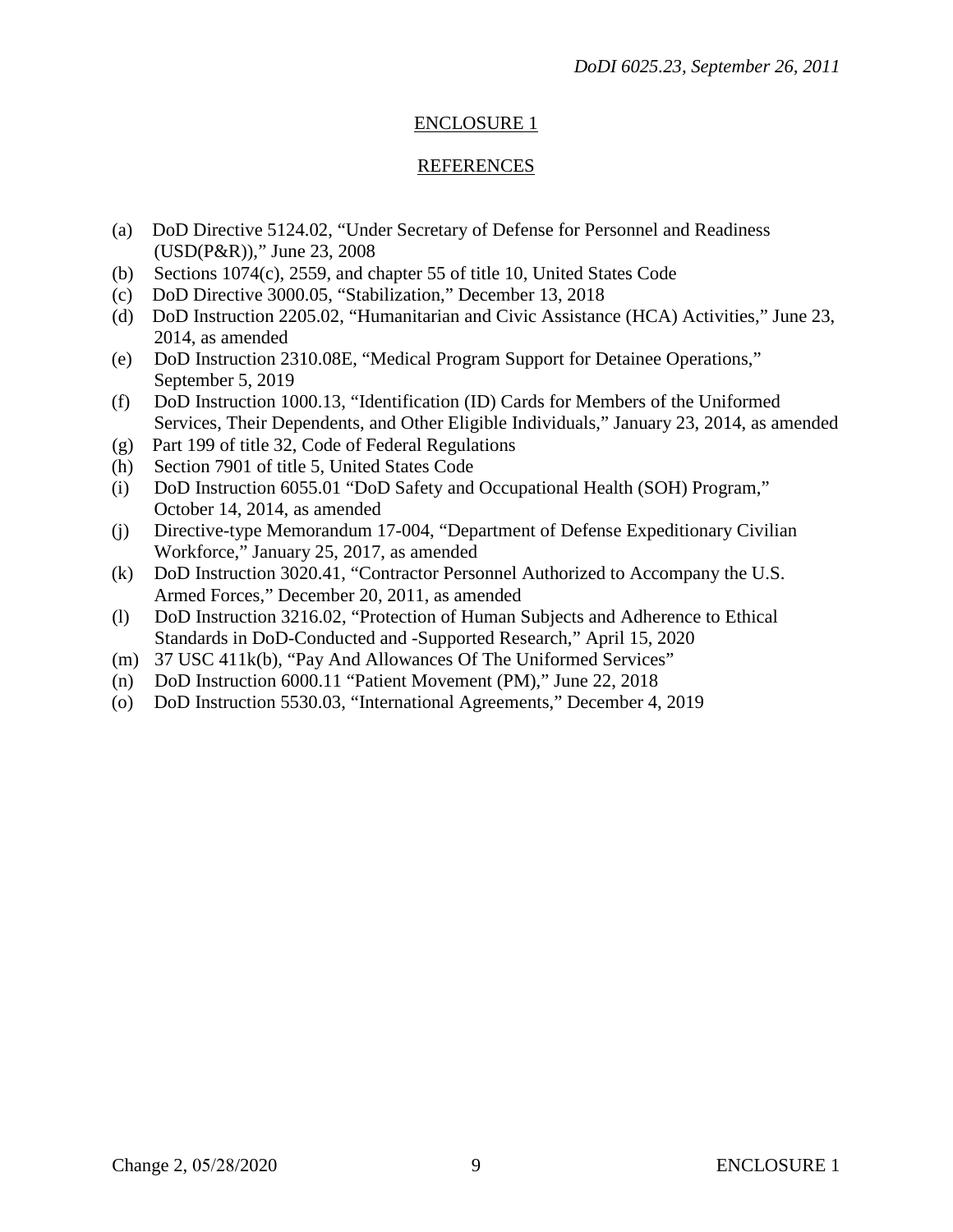## ENCLOSURE 1

## REFERENCES

(a) DoD Directive 5124.02, "Under Secretary of Defense for Personnel and Readiness (USD(P&R))," June 23, 2008
(b) Sections 1074(c), 2559, and chapter 55 of title 10, United States Code
(c) DoD Directive 3000.05, "Stabilization," December 13, 2018
(d) DoD Instruction 2205.02, "Humanitarian and Civic Assistance (HCA) Activities," June 23, 2014, as amended
(e) DoD Instruction 2310.08E, "Medical Program Support for Detainee Operations," September 5, 2019
(f) DoD Instruction 1000.13, "Identification (ID) Cards for Members of the Uniformed Services, Their Dependents, and Other Eligible Individuals," January 23, 2014, as amended
(g) Part 199 of title 32, Code of Federal Regulations
(h) Section 7901 of title 5, United States Code
(i) DoD Instruction 6055.01 "DoD Safety and Occupational Health (SOH) Program," October 14, 2014, as amended
(j) Directive-type Memorandum 17-004, "Department of Defense Expeditionary Civilian Workforce," January 25, 2017, as amended
(k) DoD Instruction 3020.41, "Contractor Personnel Authorized to Accompany the U.S. Armed Forces," December 20, 2011, as amended
(l) DoD Instruction 3216.02, "Protection of Human Subjects and Adherence to Ethical Standards in DoD-Conducted and -Supported Research," April 15, 2020
(m) 37 USC 411k(b), "Pay And Allowances Of The Uniformed Services"
(n) DoD Instruction 6000.11 "Patient Movement (PM)," June 22, 2018
(o) DoD Instruction 5530.03, "International Agreements," December 4, 2019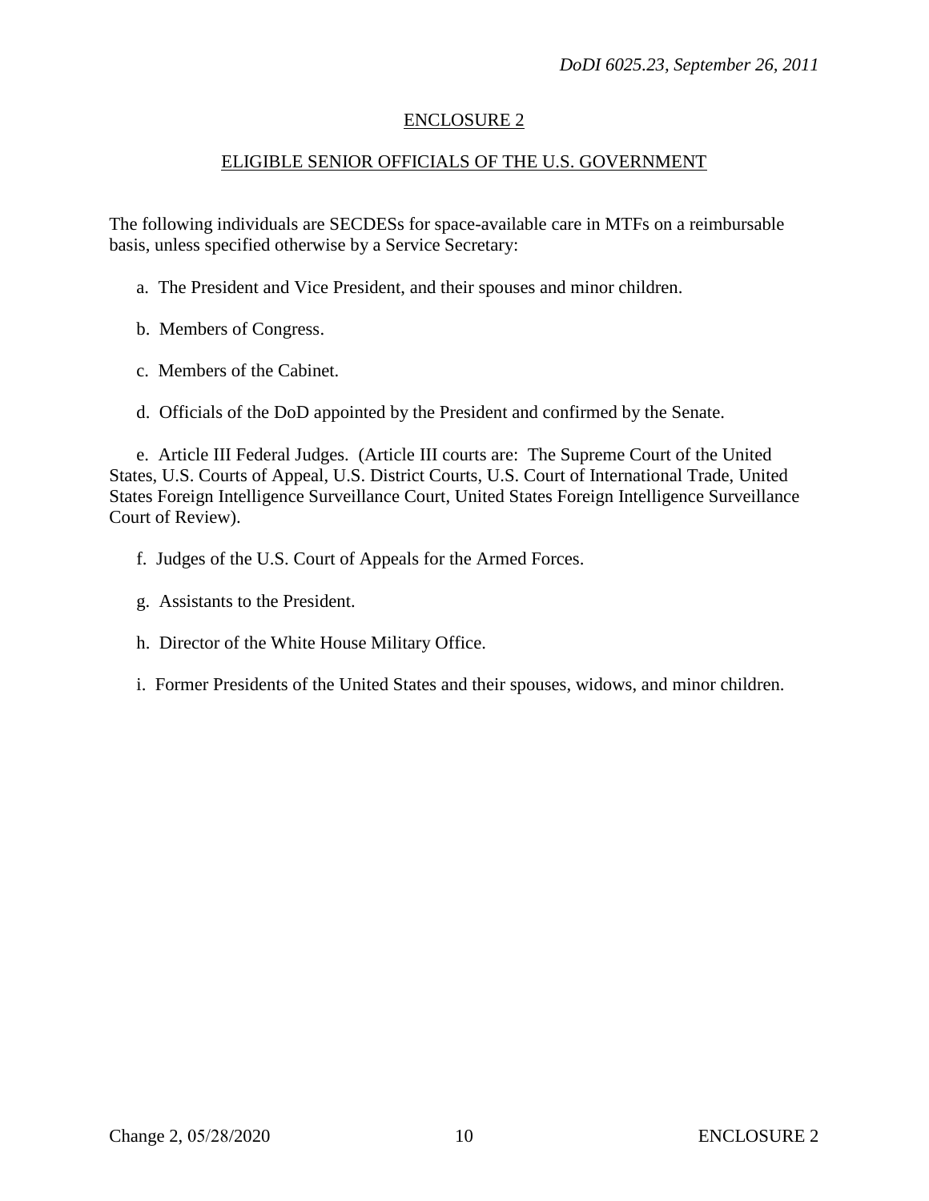## ENCLOSURE 2

## ELIGIBLE SENIOR OFFICIALS OF THE U.S. GOVERNMENT

The following individuals are SECDESs for space-available care in MTFs on a reimbursable basis, unless specified otherwise by a Service Secretary:

a. The President and Vice President, and their spouses and minor children.

b. Members of Congress.

c. Members of the Cabinet.

d. Officials of the DoD appointed by the President and confirmed by the Senate.

e. Article III Federal Judges. (Article III courts are: The Supreme Court of the United States, U.S. Courts of Appeal, U.S. District Courts, U.S. Court of International Trade, United States Foreign Intelligence Surveillance Court, United States Foreign Intelligence Surveillance Court of Review).

f. Judges of the U.S. Court of Appeals for the Armed Forces.

g. Assistants to the President.

h. Director of the White House Military Office.

i. Former Presidents of the United States and their spouses, widows, and minor children.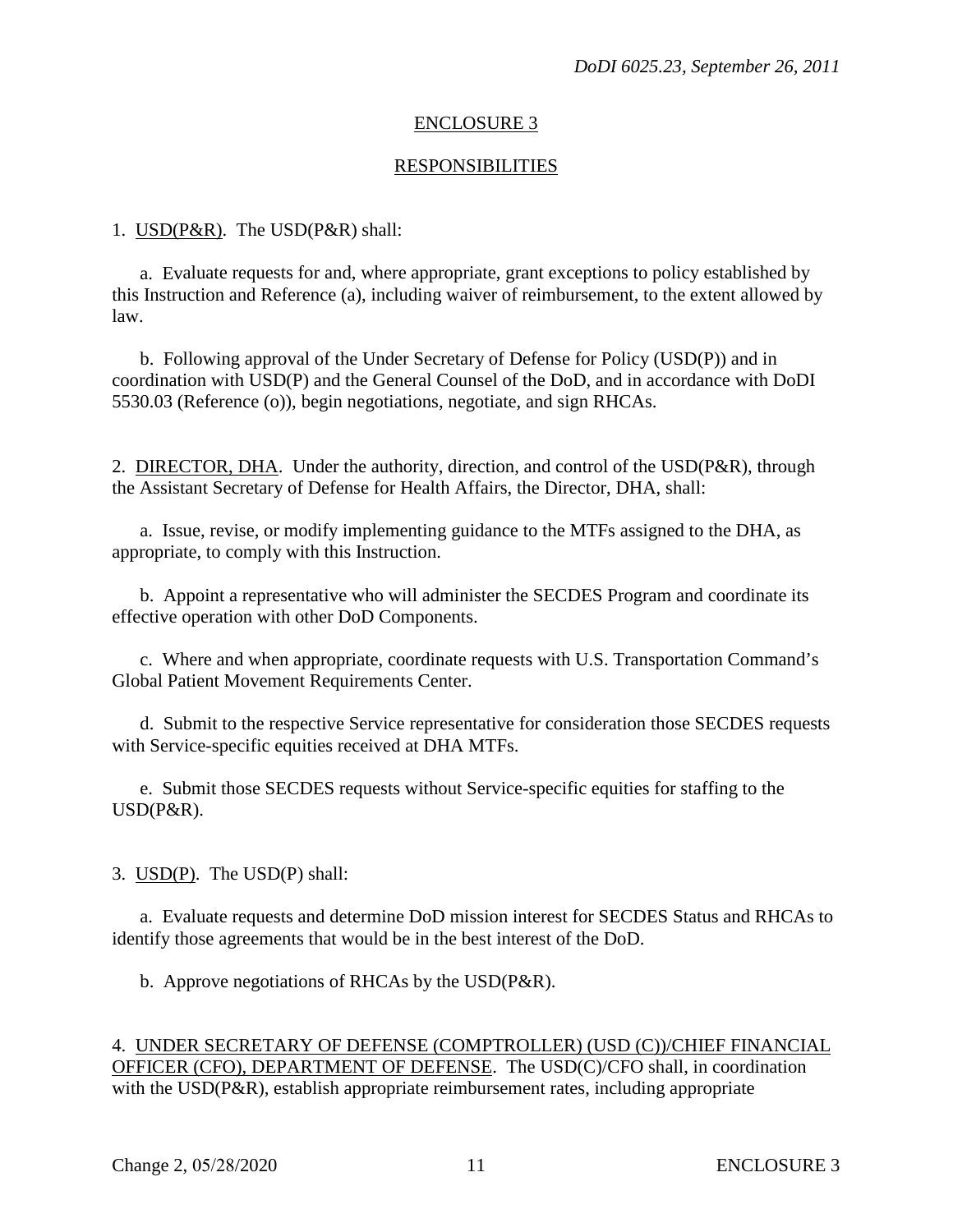## ENCLOSURE 3

## RESPONSIBILITIES

1. USD(P&R). The USD(P&R) shall:

   a. Evaluate requests for and, where appropriate, grant exceptions to policy established by this Instruction and Reference (a), including waiver of reimbursement, to the extent allowed by law.

   b. Following approval of the Under Secretary of Defense for Policy (USD(P)) and in coordination with USD(P) and the General Counsel of the DoD, and in accordance with DoDI 5530.03 (Reference (o)), begin negotiations, negotiate, and sign RHCAs.

2. DIRECTOR, DHA. Under the authority, direction, and control of the USD(P&R), through the Assistant Secretary of Defense for Health Affairs, the Director, DHA, shall:

   a. Issue, revise, or modify implementing guidance to the MTFs assigned to the DHA, as appropriate, to comply with this Instruction.

   b. Appoint a representative who will administer the SECDES Program and coordinate its effective operation with other DoD Components.

   c. Where and when appropriate, coordinate requests with U.S. Transportation Command's Global Patient Movement Requirements Center.

   d. Submit to the respective Service representative for consideration those SECDES requests with Service-specific equities received at DHA MTFs.

   e. Submit those SECDES requests without Service-specific equities for staffing to the USD(P&R).

3. USD(P). The USD(P) shall:

   a. Evaluate requests and determine DoD mission interest for SECDES Status and RHCAs to identify those agreements that would be in the best interest of the DoD.

   b. Approve negotiations of RHCAs by the USD(P&R).

4. UNDER SECRETARY OF DEFENSE (COMPTROLLER) (USD (C))/CHIEF FINANCIAL OFFICER (CFO), DEPARTMENT OF DEFENSE. The USD(C)/CFO shall, in coordination with the USD(P&R), establish appropriate reimbursement rates, including appropriate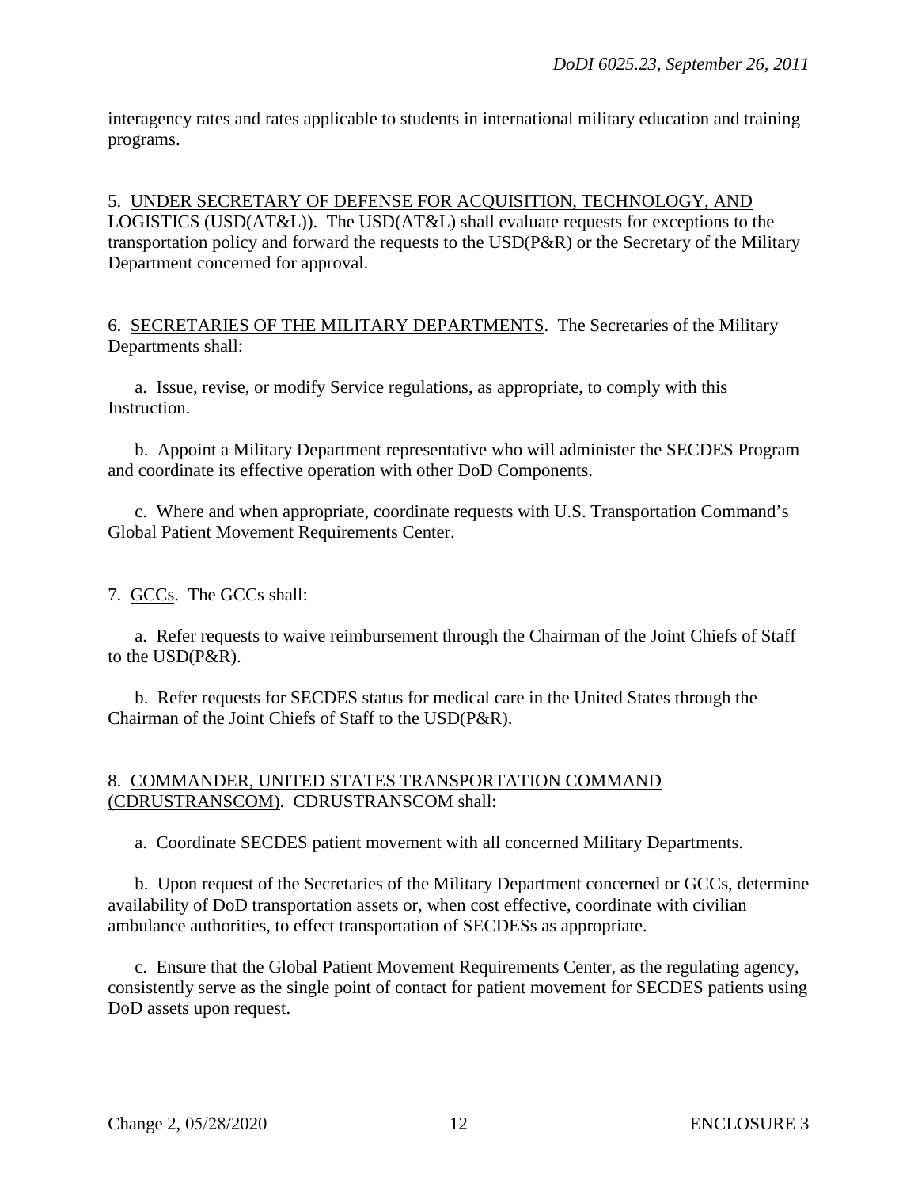interagency rates and rates applicable to students in international military education and training programs.

5. UNDER SECRETARY OF DEFENSE FOR ACQUISITION, TECHNOLOGY, AND LOGISTICS (USD(AT&L)). The USD(AT&L) shall evaluate requests for exceptions to the transportation policy and forward the requests to the USD(P&R) or the Secretary of the Military Department concerned for approval.

6. SECRETARIES OF THE MILITARY DEPARTMENTS. The Secretaries of the Military Departments shall:

a. Issue, revise, or modify Service regulations, as appropriate, to comply with this Instruction.

b. Appoint a Military Department representative who will administer the SECDES Program and coordinate its effective operation with other DoD Components.

c. Where and when appropriate, coordinate requests with U.S. Transportation Command's Global Patient Movement Requirements Center.

7. GCCs. The GCCs shall:

a. Refer requests to waive reimbursement through the Chairman of the Joint Chiefs of Staff to the USD(P&R).

b. Refer requests for SECDES status for medical care in the United States through the Chairman of the Joint Chiefs of Staff to the USD(P&R).

8. COMMANDER, UNITED STATES TRANSPORTATION COMMAND (CDRUSTRANSCOM). CDRUSTRANSCOM shall:

a. Coordinate SECDES patient movement with all concerned Military Departments.

b. Upon request of the Secretaries of the Military Department concerned or GCCs, determine availability of DoD transportation assets or, when cost effective, coordinate with civilian ambulance authorities, to effect transportation of SECDESs as appropriate.

c. Ensure that the Global Patient Movement Requirements Center, as the regulating agency, consistently serve as the single point of contact for patient movement for SECDES patients using DoD assets upon request.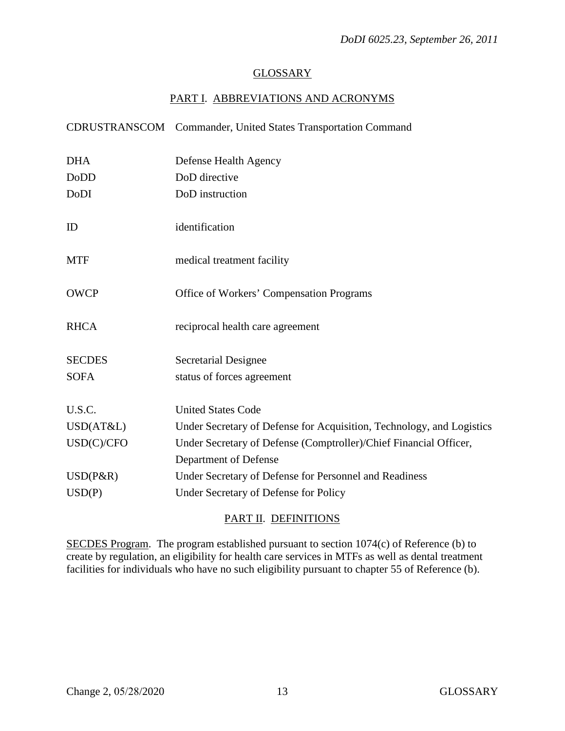## GLOSSARY

### PART I. ABBREVIATIONS AND ACRONYMS

| | |
|---|---|
| CDRUSTRANSCOM | Commander, United States Transportation Command |
| DHA | Defense Health Agency |
| DoDD | DoD directive |
| DoDI | DoD instruction |
| ID | identification |
| MTF | medical treatment facility |
| OWCP | Office of Workers' Compensation Programs |
| RHCA | reciprocal health care agreement |
| SECDES | Secretarial Designee |
| SOFA | status of forces agreement |
| U.S.C. | United States Code |
| USD(AT&L) | Under Secretary of Defense for Acquisition, Technology, and Logistics |
| USD(C)/CFO | Under Secretary of Defense (Comptroller)/Chief Financial Officer, Department of Defense |
| USD(P&R) | Under Secretary of Defense for Personnel and Readiness |
| USD(P) | Under Secretary of Defense for Policy |

### PART II. DEFINITIONS

SECDES Program. The program established pursuant to section 1074(c) of Reference (b) to create by regulation, an eligibility for health care services in MTFs as well as dental treatment facilities for individuals who have no such eligibility pursuant to chapter 55 of Reference (b).